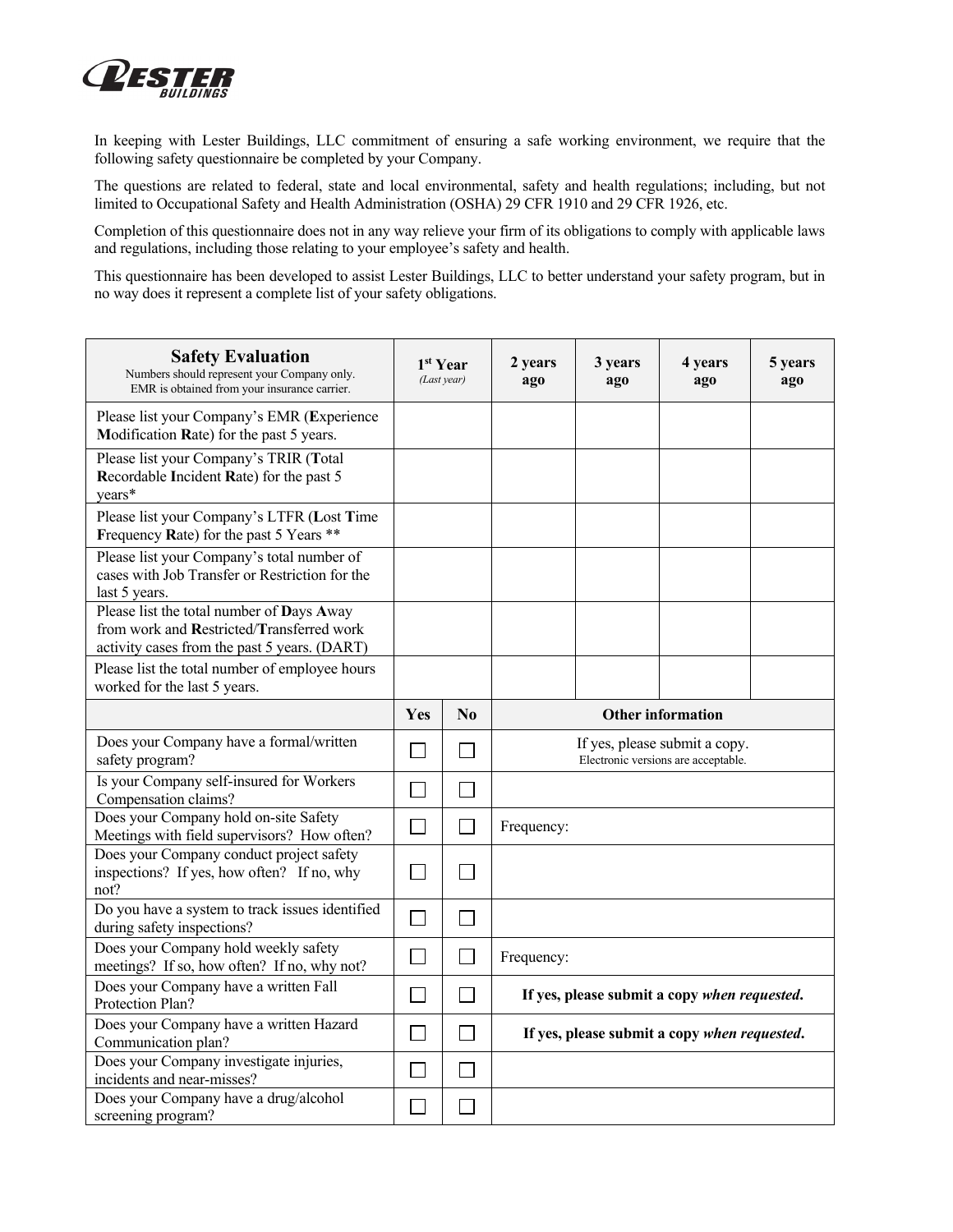**LESTER BUILDINGS**

In keeping with Lester Buildings, LLC commitment of ensuring a safe working environment, we require that the following safety questionnaire be completed by your Company.

The questions are related to federal, state and local environmental, safety and health regulations; including, but not limited to Occupational Safety and Health Administration (OSHA) 29 CFR 1910 and 29 CFR 1926, etc.

Completion of this questionnaire does not in any way relieve your firm of its obligations to comply with applicable laws and regulations, including those relating to your employee's safety and health.

This questionnaire has been developed to assist Lester Buildings, LLC to better understand your safety program, but in no way does it represent a complete list of your safety obligations.

| **Safety Evaluation** Numbers should represent your Company only. EMR is obtained from your insurance carrier. | **1st Year** *(Last year)* | **2 years ago** | **3 years ago** | **4 years ago** | **5 years ago** |
|---|---|---|---|---|---|
| Please list your Company's EMR (**E**xperience **M**odification **R**ate) for the past 5 years. | | | | | |
| Please list your Company's TRIR (**T**otal **R**ecordable **I**ncident **R**ate) for the past 5 years* | | | | | |
| Please list your Company's LTFR (**L**ost **T**ime **F**requency **R**ate) for the past 5 Years ** | | | | | |
| Please list your Company's total number of cases with Job Transfer or Restriction for the last 5 years. | | | | | |
| Please list the total number of **D**ays **A**way from work and **R**estricted/**T**ransferred work activity cases from the past 5 years. (DART) | | | | | |
| Please list the total number of employee hours worked for the last 5 years. | | | | | |

| | **Yes** | **No** | **Other information** |
|---|---|---|---|
| Does your Company have a formal/written safety program? | ☐ | ☐ | If yes, please submit a copy. Electronic versions are acceptable. |
| Is your Company self-insured for Workers Compensation claims? | ☐ | ☐ | |
| Does your Company hold on-site Safety Meetings with field supervisors? How often? | ☐ | ☐ | Frequency: |
| Does your Company conduct project safety inspections? If yes, how often? If no, why not? | ☐ | ☐ | |
| Do you have a system to track issues identified during safety inspections? | ☐ | ☐ | |
| Does your Company hold weekly safety meetings? If so, how often? If no, why not? | ☐ | ☐ | Frequency: |
| Does your Company have a written Fall Protection Plan? | ☐ | ☐ | **If yes, please submit a copy *when requested*.** |
| Does your Company have a written Hazard Communication plan? | ☐ | ☐ | **If yes, please submit a copy *when requested*.** |
| Does your Company investigate injuries, incidents and near-misses? | ☐ | ☐ | |
| Does your Company have a drug/alcohol screening program? | ☐ | ☐ | |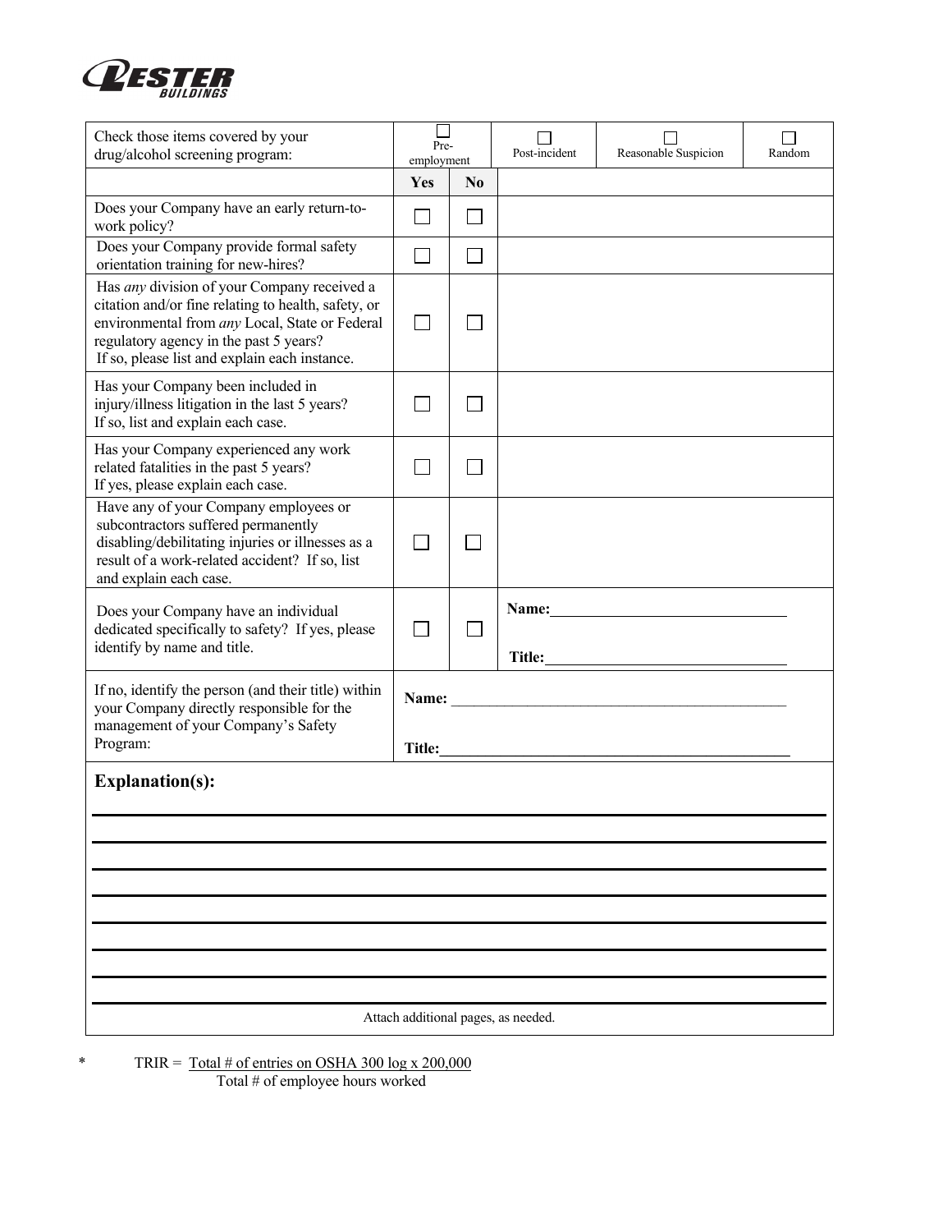**LESTER BUILDINGS**

| Check those items covered by your drug/alcohol screening program: | ☐ Pre-employment | | ☐ Post-incident | ☐ Reasonable Suspicion | ☐ Random |
|---|---|---|---|---|---|
| | **Yes** | **No** | | | |
| Does your Company have an early return-to-work policy? | ☐ | ☐ | | | |
| Does your Company provide formal safety orientation training for new-hires? | ☐ | ☐ | | | |
| Has *any* division of your Company received a citation and/or fine relating to health, safety, or environmental from *any* Local, State or Federal regulatory agency in the past 5 years? If so, please list and explain each instance. | ☐ | ☐ | | | |
| Has your Company been included in injury/illness litigation in the last 5 years? If so, list and explain each case. | ☐ | ☐ | | | |
| Has your Company experienced any work related fatalities in the past 5 years? If yes, please explain each case. | ☐ | ☐ | | | |
| Have any of your Company employees or subcontractors suffered permanently disabling/debilitating injuries or illnesses as a result of a work-related accident? If so, list and explain each case. | ☐ | ☐ | | | |
| Does your Company have an individual dedicated specifically to safety? If yes, please identify by name and title. | ☐ | ☐ | **Name:**______________________________ **Title:**______________________________ | | |
| If no, identify the person (and their title) within your Company directly responsible for the management of your Company's Safety Program: | **Name:** ______________________________ **Title:**______________________________ | | | | |

## Explanation(s):

______________________________________________________________________

______________________________________________________________________

______________________________________________________________________

______________________________________________________________________

______________________________________________________________________

______________________________________________________________________

______________________________________________________________________

Attach additional pages, as needed.

\* TRIR = $\frac{\text{Total \# of entries on OSHA 300 log} \times 200{,}000}{\text{Total \# of employee hours worked}}$